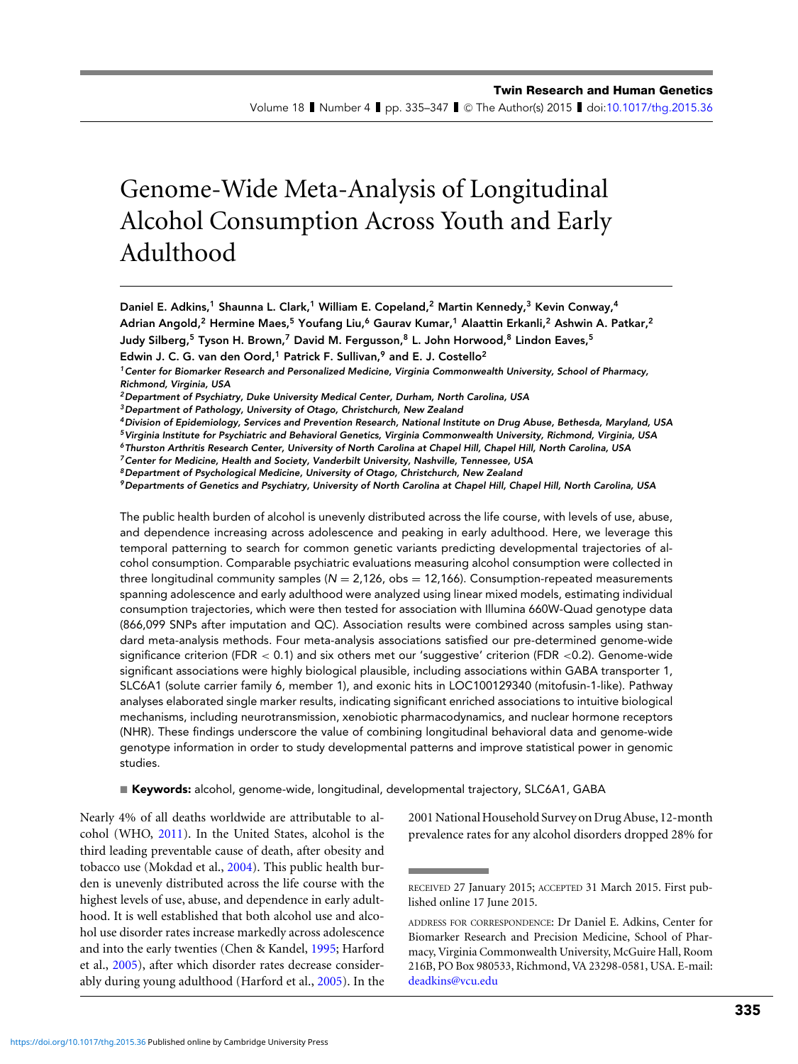# Genome-Wide Meta-Analysis of Longitudinal Alcohol Consumption Across Youth and Early Adulthood

Daniel E. Adkins,[1] Shaunna L. Clark,[1] William E. Copeland,[2] Martin Kennedy,[3] Kevin Conway,[4] Adrian Angold,[2] Hermine Maes,[5] Youfang Liu,[6] Gaurav Kumar,[1] Alaattin Erkanli,[2] Ashwin A. Patkar,[2] Judy Silberg,[5] Tyson H. Brown,[7] David M. Fergusson,[8] L. John Horwood,[8] Lindon Eaves,[5] Edwin J. C. G. van den Oord,[1] Patrick F. Sullivan,[9] and E. J. Costello[2]

[1] *Center for Biomarker Research and Personalized Medicine, Virginia Commonwealth University, School of Pharmacy, Richmond, Virginia, USA*
[2] *Department of Psychiatry, Duke University Medical Center, Durham, North Carolina, USA*
[3] *Department of Pathology, University of Otago, Christchurch, New Zealand*
[4] *Division of Epidemiology, Services and Prevention Research, National Institute on Drug Abuse, Bethesda, Maryland, USA*
[5] *Virginia Institute for Psychiatric and Behavioral Genetics, Virginia Commonwealth University, Richmond, Virginia, USA*
[6] *Thurston Arthritis Research Center, University of North Carolina at Chapel Hill, Chapel Hill, North Carolina, USA*
[7] *Center for Medicine, Health and Society, Vanderbilt University, Nashville, Tennessee, USA*
[8] *Department of Psychological Medicine, University of Otago, Christchurch, New Zealand*
[9] *Departments of Genetics and Psychiatry, University of North Carolina at Chapel Hill, Chapel Hill, North Carolina, USA*

The public health burden of alcohol is unevenly distributed across the life course, with levels of use, abuse, and dependence increasing across adolescence and peaking in early adulthood. Here, we leverage this temporal patterning to search for common genetic variants predicting developmental trajectories of alcohol consumption. Comparable psychiatric evaluations measuring alcohol consumption were collected in three longitudinal community samples ($N = 2{,}126$, obs $= 12{,}166$). Consumption-repeated measurements spanning adolescence and early adulthood were analyzed using linear mixed models, estimating individual consumption trajectories, which were then tested for association with Illumina 660W-Quad genotype data (866,099 SNPs after imputation and QC). Association results were combined across samples using standard meta-analysis methods. Four meta-analysis associations satisfied our pre-determined genome-wide significance criterion (FDR $< 0.1$) and six others met our 'suggestive' criterion (FDR $<0.2$). Genome-wide significant associations were highly biological plausible, including associations within GABA transporter 1, SLC6A1 (solute carrier family 6, member 1), and exonic hits in LOC100129340 (mitofusin-1-like). Pathway analyses elaborated single marker results, indicating significant enriched associations to intuitive biological mechanisms, including neurotransmission, xenobiotic pharmacodynamics, and nuclear hormone receptors (NHR). These findings underscore the value of combining longitudinal behavioral data and genome-wide genotype information in order to study developmental patterns and improve statistical power in genomic studies.

**Keywords:** alcohol, genome-wide, longitudinal, developmental trajectory, SLC6A1, GABA

Nearly 4% of all deaths worldwide are attributable to alcohol (WHO, 2011). In the United States, alcohol is the third leading preventable cause of death, after obesity and tobacco use (Mokdad et al., 2004). This public health burden is unevenly distributed across the life course with the highest levels of use, abuse, and dependence in early adulthood. It is well established that both alcohol use and alcohol use disorder rates increase markedly across adolescence and into the early twenties (Chen & Kandel, 1995; Harford et al., 2005), after which disorder rates decrease considerably during young adulthood (Harford et al., 2005). In the 2001 National Household Survey on Drug Abuse, 12-month prevalence rates for any alcohol disorders dropped 28% for

RECEIVED 27 January 2015; ACCEPTED 31 March 2015. First published online 17 June 2015.

ADDRESS FOR CORRESPONDENCE: Dr Daniel E. Adkins, Center for Biomarker Research and Precision Medicine, School of Pharmacy, Virginia Commonwealth University, McGuire Hall, Room 216B, PO Box 980533, Richmond, VA 23298-0581, USA. E-mail: deadkins@vcu.edu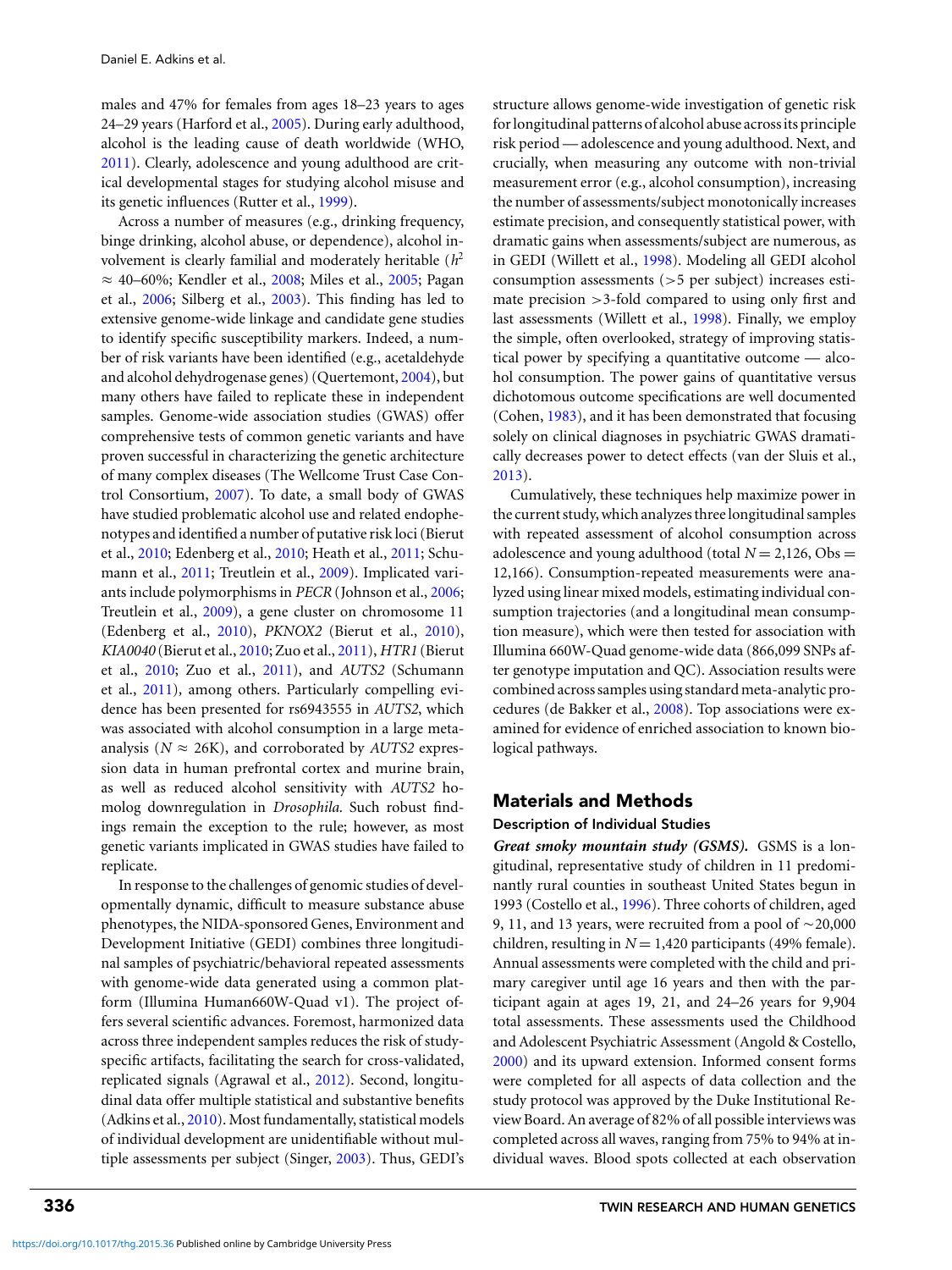males and 47% for females from ages 18–23 years to ages 24–29 years (Harford et al., 2005). During early adulthood, alcohol is the leading cause of death worldwide (WHO, 2011). Clearly, adolescence and young adulthood are critical developmental stages for studying alcohol misuse and its genetic influences (Rutter et al., 1999).

Across a number of measures (e.g., drinking frequency, binge drinking, alcohol abuse, or dependence), alcohol involvement is clearly familial and moderately heritable ($h^2$ ≈ 40–60%; Kendler et al., 2008; Miles et al., 2005; Pagan et al., 2006; Silberg et al., 2003). This finding has led to extensive genome-wide linkage and candidate gene studies to identify specific susceptibility markers. Indeed, a number of risk variants have been identified (e.g., acetaldehyde and alcohol dehydrogenase genes) (Quertemont, 2004), but many others have failed to replicate these in independent samples. Genome-wide association studies (GWAS) offer comprehensive tests of common genetic variants and have proven successful in characterizing the genetic architecture of many complex diseases (The Wellcome Trust Case Control Consortium, 2007). To date, a small body of GWAS have studied problematic alcohol use and related endophenotypes and identified a number of putative risk loci (Bierut et al., 2010; Edenberg et al., 2010; Heath et al., 2011; Schumann et al., 2011; Treutlein et al., 2009). Implicated variants include polymorphisms in *PECR* (Johnson et al., 2006; Treutlein et al., 2009), a gene cluster on chromosome 11 (Edenberg et al., 2010), *PKNOX2* (Bierut et al., 2010), *KIA0040* (Bierut et al., 2010; Zuo et al., 2011), *HTR1* (Bierut et al., 2010; Zuo et al., 2011), and *AUTS2* (Schumann et al., 2011), among others. Particularly compelling evidence has been presented for rs6943555 in *AUTS2*, which was associated with alcohol consumption in a large meta-analysis ($N$ ≈ 26K), and corroborated by *AUTS2* expression data in human prefrontal cortex and murine brain, as well as reduced alcohol sensitivity with *AUTS2* homolog downregulation in *Drosophila*. Such robust findings remain the exception to the rule; however, as most genetic variants implicated in GWAS studies have failed to replicate.

In response to the challenges of genomic studies of developmentally dynamic, difficult to measure substance abuse phenotypes, the NIDA-sponsored Genes, Environment and Development Initiative (GEDI) combines three longitudinal samples of psychiatric/behavioral repeated assessments with genome-wide data generated using a common platform (Illumina Human660W-Quad v1). The project offers several scientific advances. Foremost, harmonized data across three independent samples reduces the risk of study-specific artifacts, facilitating the search for cross-validated, replicated signals (Agrawal et al., 2012). Second, longitudinal data offer multiple statistical and substantive benefits (Adkins et al., 2010). Most fundamentally, statistical models of individual development are unidentifiable without multiple assessments per subject (Singer, 2003). Thus, GEDI's structure allows genome-wide investigation of genetic risk for longitudinal patterns of alcohol abuse across its principle risk period — adolescence and young adulthood. Next, and crucially, when measuring any outcome with non-trivial measurement error (e.g., alcohol consumption), increasing the number of assessments/subject monotonically increases estimate precision, and consequently statistical power, with dramatic gains when assessments/subject are numerous, as in GEDI (Willett et al., 1998). Modeling all GEDI alcohol consumption assessments (>5 per subject) increases estimate precision >3-fold compared to using only first and last assessments (Willett et al., 1998). Finally, we employ the simple, often overlooked, strategy of improving statistical power by specifying a quantitative outcome — alcohol consumption. The power gains of quantitative versus dichotomous outcome specifications are well documented (Cohen, 1983), and it has been demonstrated that focusing solely on clinical diagnoses in psychiatric GWAS dramatically decreases power to detect effects (van der Sluis et al., 2013).

Cumulatively, these techniques help maximize power in the current study, which analyzes three longitudinal samples with repeated assessment of alcohol consumption across adolescence and young adulthood (total $N = 2,126$, Obs = 12,166). Consumption-repeated measurements were analyzed using linear mixed models, estimating individual consumption trajectories (and a longitudinal mean consumption measure), which were then tested for association with Illumina 660W-Quad genome-wide data (866,099 SNPs after genotype imputation and QC). Association results were combined across samples using standard meta-analytic procedures (de Bakker et al., 2008). Top associations were examined for evidence of enriched association to known biological pathways.

## Materials and Methods

### Description of Individual Studies

***Great smoky mountain study (GSMS).*** GSMS is a longitudinal, representative study of children in 11 predominantly rural counties in southeast United States begun in 1993 (Costello et al., 1996). Three cohorts of children, aged 9, 11, and 13 years, were recruited from a pool of ∼20,000 children, resulting in $N = 1,420$ participants (49% female). Annual assessments were completed with the child and primary caregiver until age 16 years and then with the participant again at ages 19, 21, and 24–26 years for 9,904 total assessments. These assessments used the Childhood and Adolescent Psychiatric Assessment (Angold & Costello, 2000) and its upward extension. Informed consent forms were completed for all aspects of data collection and the study protocol was approved by the Duke Institutional Review Board. An average of 82% of all possible interviews was completed across all waves, ranging from 75% to 94% at individual waves. Blood spots collected at each observation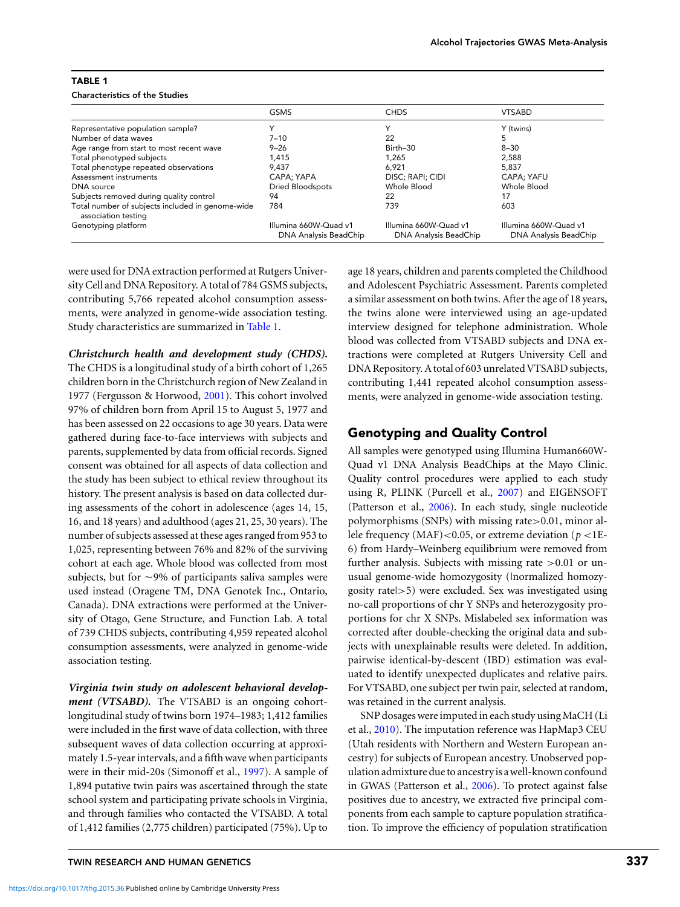**TABLE 1**

**Characteristics of the Studies**

| | GSMS | CHDS | VTSABD |
|---|---|---|---|
| Representative population sample? | Y | Y | Y (twins) |
| Number of data waves | 7–10 | 22 | 5 |
| Age range from start to most recent wave | 9–26 | Birth–30 | 8–30 |
| Total phenotyped subjects | 1,415 | 1,265 | 2,588 |
| Total phenotype repeated observations | 9,437 | 6,921 | 5,837 |
| Assessment instruments | CAPA; YAPA | DISC; RAPI; CIDI | CAPA; YAFU |
| DNA source | Dried Bloodspots | Whole Blood | Whole Blood |
| Subjects removed during quality control | 94 | 22 | 17 |
| Total number of subjects included in genome-wide association testing | 784 | 739 | 603 |
| Genotyping platform | Illumina 660W-Quad v1 DNA Analysis BeadChip | Illumina 660W-Quad v1 DNA Analysis BeadChip | Illumina 660W-Quad v1 DNA Analysis BeadChip |

were used for DNA extraction performed at Rutgers University Cell and DNA Repository. A total of 784 GSMS subjects, contributing 5,766 repeated alcohol consumption assessments, were analyzed in genome-wide association testing. Study characteristics are summarized in Table 1.

***Christchurch health and development study (CHDS).*** The CHDS is a longitudinal study of a birth cohort of 1,265 children born in the Christchurch region of New Zealand in 1977 (Fergusson & Horwood, 2001). This cohort involved 97% of children born from April 15 to August 5, 1977 and has been assessed on 22 occasions to age 30 years. Data were gathered during face-to-face interviews with subjects and parents, supplemented by data from official records. Signed consent was obtained for all aspects of data collection and the study has been subject to ethical review throughout its history. The present analysis is based on data collected during assessments of the cohort in adolescence (ages 14, 15, 16, and 18 years) and adulthood (ages 21, 25, 30 years). The number of subjects assessed at these ages ranged from 953 to 1,025, representing between 76% and 82% of the surviving cohort at each age. Whole blood was collected from most subjects, but for ~9% of participants saliva samples were used instead (Oragene TM, DNA Genotek Inc., Ontario, Canada). DNA extractions were performed at the University of Otago, Gene Structure, and Function Lab. A total of 739 CHDS subjects, contributing 4,959 repeated alcohol consumption assessments, were analyzed in genome-wide association testing.

***Virginia twin study on adolescent behavioral development (VTSABD).*** The VTSABD is an ongoing cohort-longitudinal study of twins born 1974–1983; 1,412 families were included in the first wave of data collection, with three subsequent waves of data collection occurring at approximately 1.5-year intervals, and a fifth wave when participants were in their mid-20s (Simonoff et al., 1997). A sample of 1,894 putative twin pairs was ascertained through the state school system and participating private schools in Virginia, and through families who contacted the VTSABD. A total of 1,412 families (2,775 children) participated (75%). Up to age 18 years, children and parents completed the Childhood and Adolescent Psychiatric Assessment. Parents completed a similar assessment on both twins. After the age of 18 years, the twins alone were interviewed using an age-updated interview designed for telephone administration. Whole blood was collected from VTSABD subjects and DNA extractions were completed at Rutgers University Cell and DNA Repository. A total of 603 unrelated VTSABD subjects, contributing 1,441 repeated alcohol consumption assessments, were analyzed in genome-wide association testing.

## Genotyping and Quality Control

All samples were genotyped using Illumina Human660W-Quad v1 DNA Analysis BeadChips at the Mayo Clinic. Quality control procedures were applied to each study using R, PLINK (Purcell et al., 2007) and EIGENSOFT (Patterson et al., 2006). In each study, single nucleotide polymorphisms (SNPs) with missing rate$>$0.01, minor allele frequency (MAF)$<$0.05, or extreme deviation ($p <$1E-6) from Hardy–Weinberg equilibrium were removed from further analysis. Subjects with missing rate $>$0.01 or unusual genome-wide homozygosity (|normalized homozygosity rate|$>$5) were excluded. Sex was investigated using no-call proportions of chr Y SNPs and heterozygosity proportions for chr X SNPs. Mislabeled sex information was corrected after double-checking the original data and subjects with unexplainable results were deleted. In addition, pairwise identical-by-descent (IBD) estimation was evaluated to identify unexpected duplicates and relative pairs. For VTSABD, one subject per twin pair, selected at random, was retained in the current analysis.

SNP dosages were imputed in each study using MaCH (Li et al., 2010). The imputation reference was HapMap3 CEU (Utah residents with Northern and Western European ancestry) for subjects of European ancestry. Unobserved population admixture due to ancestry is a well-known confound in GWAS (Patterson et al., 2006). To protect against false positives due to ancestry, we extracted five principal components from each sample to capture population stratification. To improve the efficiency of population stratification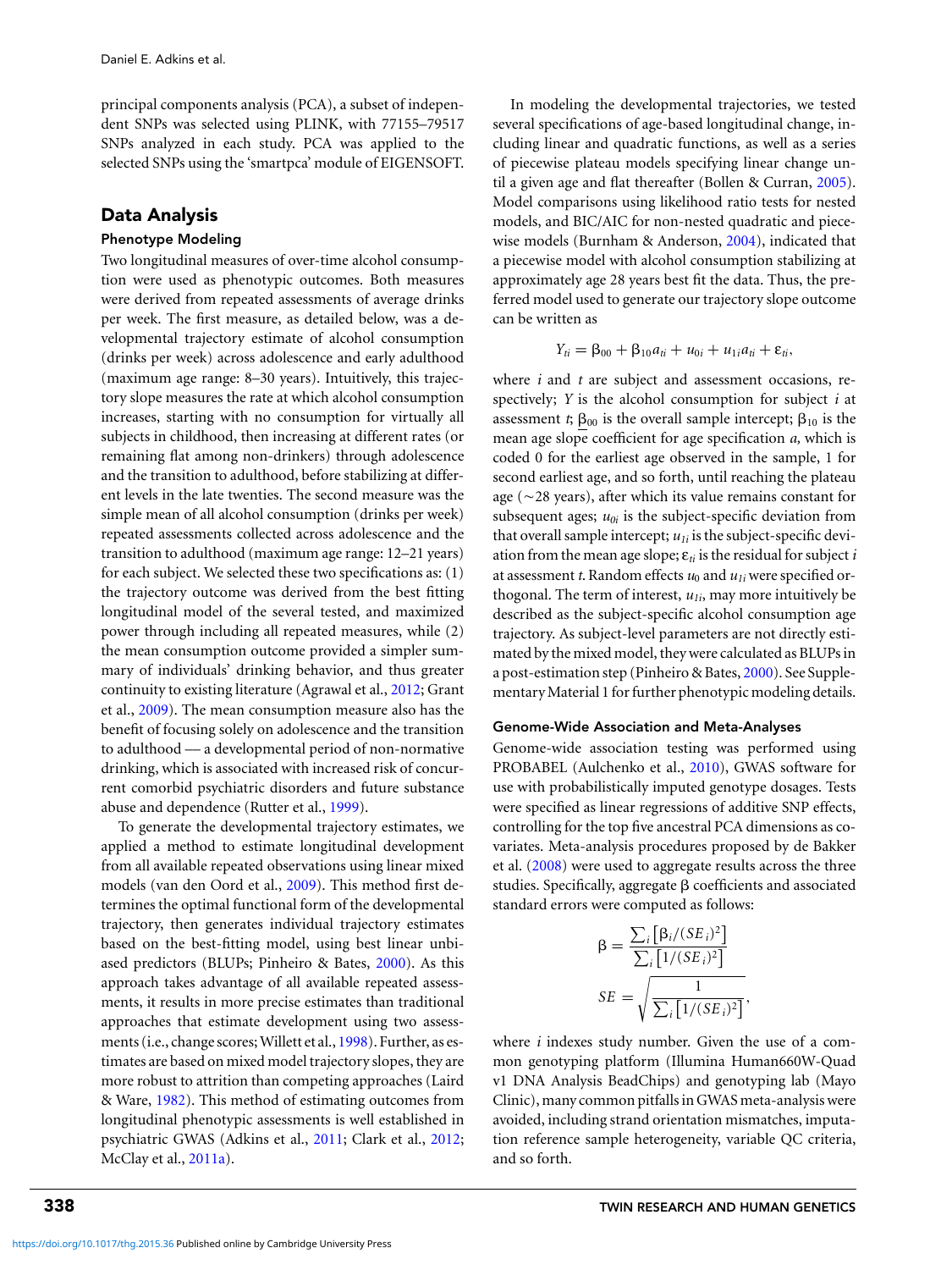principal components analysis (PCA), a subset of independent SNPs was selected using PLINK, with 77155–79517 SNPs analyzed in each study. PCA was applied to the selected SNPs using the 'smartpca' module of EIGENSOFT.

## Data Analysis

### Phenotype Modeling

Two longitudinal measures of over-time alcohol consumption were used as phenotypic outcomes. Both measures were derived from repeated assessments of average drinks per week. The first measure, as detailed below, was a developmental trajectory estimate of alcohol consumption (drinks per week) across adolescence and early adulthood (maximum age range: 8–30 years). Intuitively, this trajectory slope measures the rate at which alcohol consumption increases, starting with no consumption for virtually all subjects in childhood, then increasing at different rates (or remaining flat among non-drinkers) through adolescence and the transition to adulthood, before stabilizing at different levels in the late twenties. The second measure was the simple mean of all alcohol consumption (drinks per week) repeated assessments collected across adolescence and the transition to adulthood (maximum age range: 12–21 years) for each subject. We selected these two specifications as: (1) the trajectory outcome was derived from the best fitting longitudinal model of the several tested, and maximized power through including all repeated measures, while (2) the mean consumption outcome provided a simpler summary of individuals' drinking behavior, and thus greater continuity to existing literature (Agrawal et al., 2012; Grant et al., 2009). The mean consumption measure also has the benefit of focusing solely on adolescence and the transition to adulthood — a developmental period of non-normative drinking, which is associated with increased risk of concurrent comorbid psychiatric disorders and future substance abuse and dependence (Rutter et al., 1999).

To generate the developmental trajectory estimates, we applied a method to estimate longitudinal development from all available repeated observations using linear mixed models (van den Oord et al., 2009). This method first determines the optimal functional form of the developmental trajectory, then generates individual trajectory estimates based on the best-fitting model, using best linear unbiased predictors (BLUPs; Pinheiro & Bates, 2000). As this approach takes advantage of all available repeated assessments, it results in more precise estimates than traditional approaches that estimate development using two assessments (i.e., change scores; Willett et al., 1998). Further, as estimates are based on mixed model trajectory slopes, they are more robust to attrition than competing approaches (Laird & Ware, 1982). This method of estimating outcomes from longitudinal phenotypic assessments is well established in psychiatric GWAS (Adkins et al., 2011; Clark et al., 2012; McClay et al., 2011a).

In modeling the developmental trajectories, we tested several specifications of age-based longitudinal change, including linear and quadratic functions, as well as a series of piecewise plateau models specifying linear change until a given age and flat thereafter (Bollen & Curran, 2005). Model comparisons using likelihood ratio tests for nested models, and BIC/AIC for non-nested quadratic and piecewise models (Burnham & Anderson, 2004), indicated that a piecewise model with alcohol consumption stabilizing at approximately age 28 years best fit the data. Thus, the preferred model used to generate our trajectory slope outcome can be written as

$$Y_{ti} = \beta_{00} + \beta_{10} a_{ti} + u_{0i} + u_{1i} a_{ti} + \varepsilon_{ti},$$

where $i$ and $t$ are subject and assessment occasions, respectively; $Y$ is the alcohol consumption for subject $i$ at assessment $t$; $\beta_{00}$ is the overall sample intercept; $\beta_{10}$ is the mean age slope coefficient for age specification $a$, which is coded 0 for the earliest age observed in the sample, 1 for second earliest age, and so forth, until reaching the plateau age (~28 years), after which its value remains constant for subsequent ages; $u_{0i}$ is the subject-specific deviation from that overall sample intercept; $u_{1i}$ is the subject-specific deviation from the mean age slope; $\varepsilon_{ti}$ is the residual for subject $i$ at assessment $t$. Random effects $u_0$ and $u_{1i}$ were specified orthogonal. The term of interest, $u_{1i}$, may more intuitively be described as the subject-specific alcohol consumption age trajectory. As subject-level parameters are not directly estimated by the mixed model, they were calculated as BLUPs in a post-estimation step (Pinheiro & Bates, 2000). See Supplementary Material 1 for further phenotypic modeling details.

### Genome-Wide Association and Meta-Analyses

Genome-wide association testing was performed using PROBABEL (Aulchenko et al., 2010), GWAS software for use with probabilistically imputed genotype dosages. Tests were specified as linear regressions of additive SNP effects, controlling for the top five ancestral PCA dimensions as covariates. Meta-analysis procedures proposed by de Bakker et al. (2008) were used to aggregate results across the three studies. Specifically, aggregate $\beta$ coefficients and associated standard errors were computed as follows:

$$\beta = \frac{\sum_i \left[\beta_i/(SE_i)^2\right]}{\sum_i \left[1/(SE_i)^2\right]}$$

$$SE = \sqrt{\frac{1}{\sum_i \left[1/(SE_i)^2\right]}},$$

where $i$ indexes study number. Given the use of a common genotyping platform (Illumina Human660W-Quad v1 DNA Analysis BeadChips) and genotyping lab (Mayo Clinic), many common pitfalls in GWAS meta-analysis were avoided, including strand orientation mismatches, imputation reference sample heterogeneity, variable QC criteria, and so forth.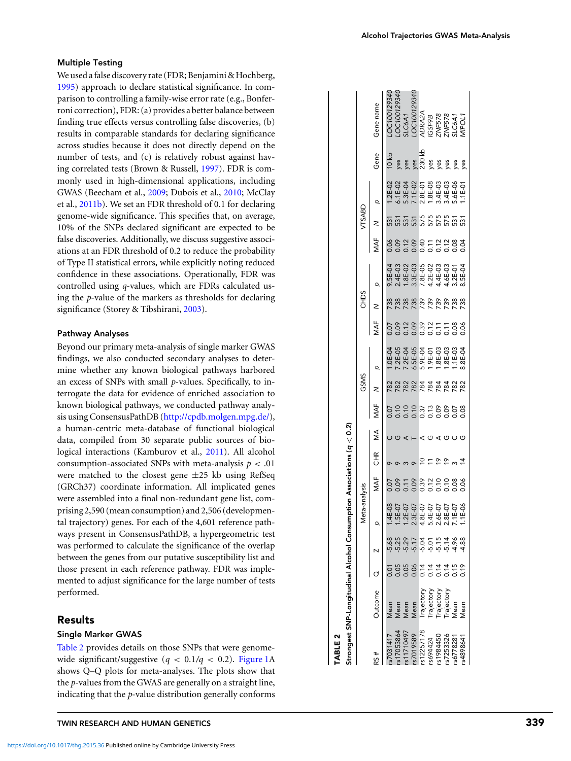### Multiple Testing

We used a false discovery rate (FDR; Benjamini & Hochberg, 1995) approach to declare statistical significance. In comparison to controlling a family-wise error rate (e.g., Bonferroni correction), FDR: (a) provides a better balance between finding true effects versus controlling false discoveries, (b) results in comparable standards for declaring significance across studies because it does not directly depend on the number of tests, and (c) is relatively robust against having correlated tests (Brown & Russell, 1997). FDR is commonly used in high-dimensional applications, including GWAS (Beecham et al., 2009; Dubois et al., 2010; McClay et al., 2011b). We set an FDR threshold of 0.1 for declaring genome-wide significance. This specifies that, on average, 10% of the SNPs declared significant are expected to be false discoveries. Additionally, we discuss suggestive associations at an FDR threshold of 0.2 to reduce the probability of Type II statistical errors, while explicitly noting reduced confidence in these associations. Operationally, FDR was controlled using *q*-values, which are FDRs calculated using the *p*-value of the markers as thresholds for declaring significance (Storey & Tibshirani, 2003).

### Pathway Analyses

Beyond our primary meta-analysis of single marker GWAS findings, we also conducted secondary analyses to determine whether any known biological pathways harbored an excess of SNPs with small *p*-values. Specifically, to interrogate the data for evidence of enriched association to known biological pathways, we conducted pathway analysis using ConsensusPathDB (http://cpdb.molgen.mpg.de/), a human-centric meta-database of functional biological data, compiled from 30 separate public sources of biological interactions (Kamburov et al., 2011). All alcohol consumption-associated SNPs with meta-analysis $p < .01$ were matched to the closest gene ±25 kb using RefSeq (GRCh37) coordinate information. All implicated genes were assembled into a final non-redundant gene list, comprising 2,590 (mean consumption) and 2,506 (developmental trajectory) genes. For each of the 4,601 reference pathways present in ConsensusPathDB, a hypergeometric test was performed to calculate the significance of the overlap between the genes from our putative susceptibility list and those present in each reference pathway. FDR was implemented to adjust significance for the large number of tests performed.

## Results

### Single Marker GWAS

Table 2 provides details on those SNPs that were genome-wide significant/suggestive ($q < 0.1$/$q < 0.2$). Figure 1A shows Q–Q plots for meta-analyses. The plots show that the *p*-values from the GWAS are generally on a straight line, indicating that the *p*-value distribution generally conforms

**TABLE 2**
Strongest SNP-Longitudinal Alcohol Consumption Associations ($q < 0.2$)

| | | Meta-analysis | | | | | | | GSMS | | | CHDS | | | VTSABD | | | | |
|---|---|---|---|---|---|---|---|---|---|---|---|---|---|---|---|---|---|---|---|
| RS # | Outcome | Q | Z | p | MAF | CHR | MA | MAF | N | p | MAF | N | p | MAF | N | p | Gene | Gene name |
| rs7031417 | Mean | 0.01 | -5.68 | 1.4E-08 | 0.07 | 9 | C | 0.07 | 782 | 1.0E-04 | 0.07 | 738 | 9.5E-04 | 0.06 | 531 | 1.2E-02 | 10 kb | *LOC100129340* |
| rs17053864 | Mean | 0.05 | -5.25 | 1.5E-07 | 0.09 | 9 | G | 0.10 | 782 | 7.2E-05 | 0.09 | 738 | 2.4E-03 | 0.09 | 531 | 6.1E-02 | yes | *LOC100129340* |
| rs11710497 | Mean | 0.05 | -5.29 | 1.2E-07 | 0.11 | 3 | A | 0.10 | 782 | 7.2E-04 | 0.12 | 738 | 1.8E-02 | 0.12 | 531 | 5.3E-04 | yes | *SLC6A1* |
| rs7019589 | Mean | 0.06 | -5.17 | 2.3E-07 | 0.09 | 9 | T | 0.10 | 782 | 6.5E-05 | 0.09 | 738 | 3.3E-03 | 0.09 | 531 | 7.1E-02 | yes | *LOC100129340* |
| rs12257178 | Trajectory | 0.14 | -5.04 | 4.8E-07 | 0.39 | 10 | A | 0.37 | 784 | 5.9E-04 | 0.39 | 739 | 7.8E-05 | 0.40 | 575 | 2.8E-01 | 230 kb | *ADRA2A* |
| rs694424 | Trajectory | 0.14 | -5.01 | 5.4E-07 | 0.12 | 11 | G | 0.13 | 784 | 1.9E-01 | 0.12 | 739 | 4.2E-02 | 0.11 | 575 | 1.8E-08 | yes | *IGSF9B* |
| rs1984450 | Trajectory | 0.14 | -5.15 | 2.6E-07 | 0.10 | 19 | A | 0.09 | 784 | 1.8E-03 | 0.11 | 739 | 4.4E-03 | 0.12 | 575 | 3.4E-03 | yes | *ZNF578* |
| rs7253326 | Trajectory | 0.14 | -5.14 | 2.8E-07 | 0.10 | 19 | G | 0.09 | 784 | 1.8E-03 | 0.11 | 739 | 4.6E-03 | 0.12 | 575 | 3.4E-03 | yes | *ZNF578* |
| rs6778281 | Mean | 0.15 | -4.96 | 7.1E-07 | 0.08 | 3 | C | 0.07 | 782 | 1.1E-03 | 0.08 | 738 | 3.2E-01 | 0.08 | 531 | 5.6E-06 | yes | *SLC6A1* |
| rs4898641 | Mean | 0.19 | -4.88 | 1.1E-06 | 0.06 | 14 | G | 0.08 | 782 | 8.8E-04 | 0.06 | 738 | 8.5E-04 | 0.04 | 531 | 1.1E-01 | yes | *MIPOL1* |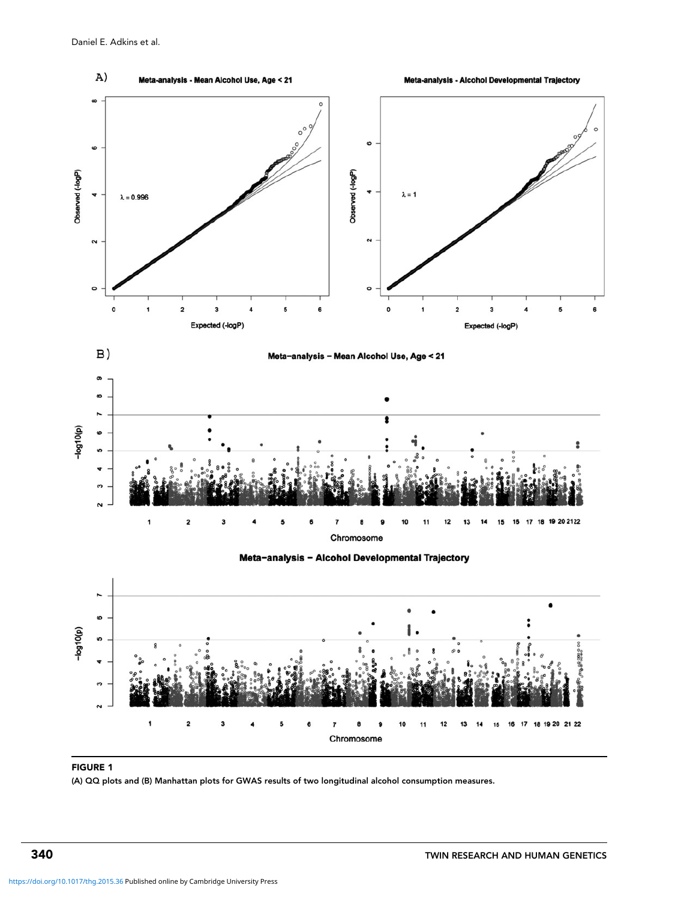A)

Meta-analysis - Mean Alcohol Use, Age < 21

Observed (-logP)

Expected (-logP)

λ = 0.996

Meta-analysis - Alcohol Developmental Trajectory

Observed (-logP)

Expected (-logP)

λ = 1

B)

Meta−analysis − Mean Alcohol Use, Age < 21

−log10(p)

Chromosome

Meta−analysis − Alcohol Developmental Trajectory

−log10(p)

Chromosome

**FIGURE 1**

(A) QQ plots and (B) Manhattan plots for GWAS results of two longitudinal alcohol consumption measures.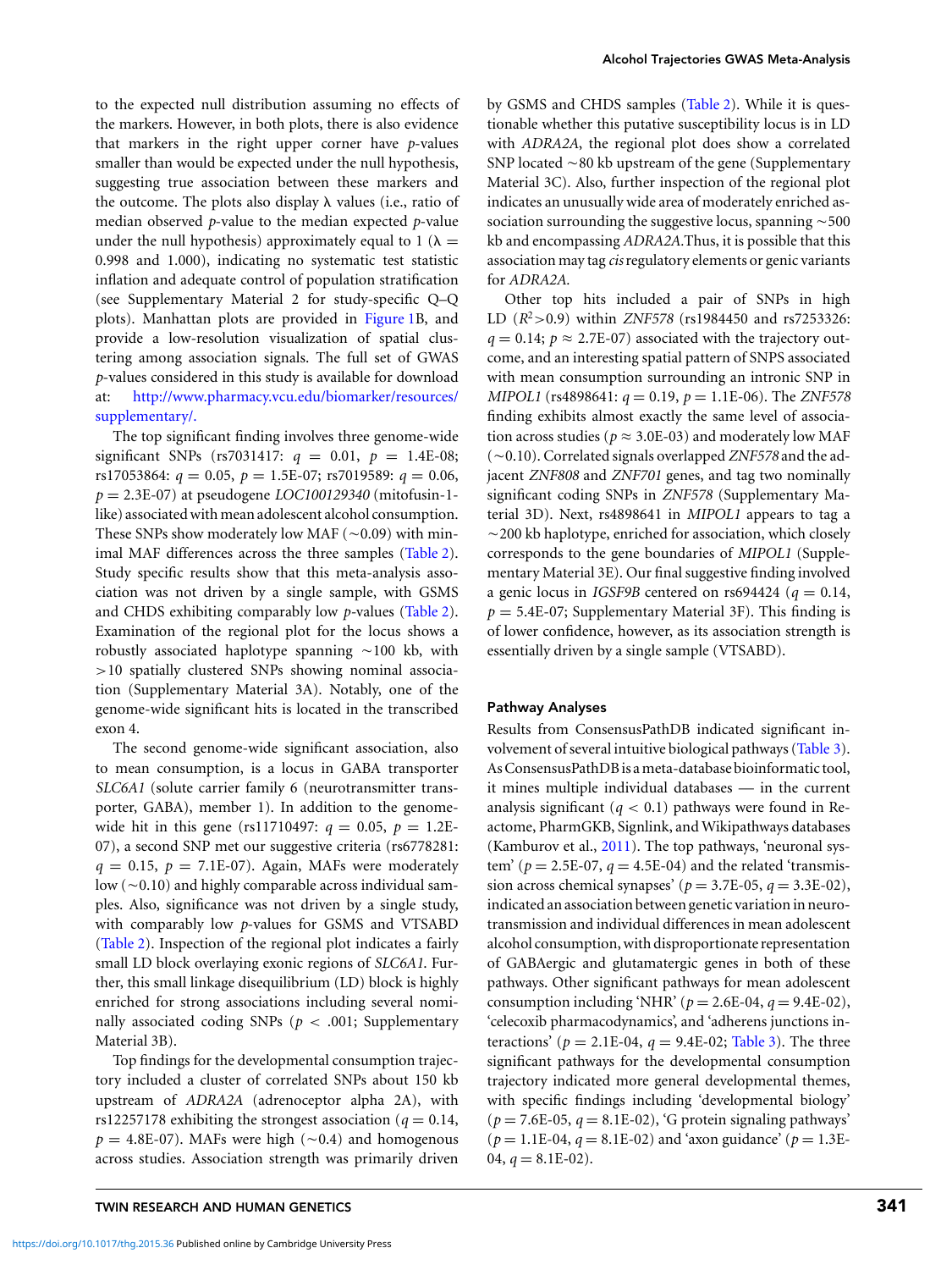to the expected null distribution assuming no effects of the markers. However, in both plots, there is also evidence that markers in the right upper corner have *p*-values smaller than would be expected under the null hypothesis, suggesting true association between these markers and the outcome. The plots also display λ values (i.e., ratio of median observed *p*-value to the median expected *p*-value under the null hypothesis) approximately equal to 1 (λ = 0.998 and 1.000), indicating no systematic test statistic inflation and adequate control of population stratification (see Supplementary Material 2 for study-specific Q–Q plots). Manhattan plots are provided in Figure 1B, and provide a low-resolution visualization of spatial clustering among association signals. The full set of GWAS *p*-values considered in this study is available for download at: http://www.pharmacy.vcu.edu/biomarker/resources/supplementary/.

The top significant finding involves three genome-wide significant SNPs (rs7031417: $q$ = 0.01, $p$ = 1.4E-08; rs17053864: $q$ = 0.05, $p$ = 1.5E-07; rs7019589: $q$ = 0.06, $p$ = 2.3E-07) at pseudogene *LOC100129340* (mitofusin-1-like) associated with mean adolescent alcohol consumption. These SNPs show moderately low MAF (∼0.09) with minimal MAF differences across the three samples (Table 2). Study specific results show that this meta-analysis association was not driven by a single sample, with GSMS and CHDS exhibiting comparably low *p*-values (Table 2). Examination of the regional plot for the locus shows a robustly associated haplotype spanning ∼100 kb, with >10 spatially clustered SNPs showing nominal association (Supplementary Material 3A). Notably, one of the genome-wide significant hits is located in the transcribed exon 4.

The second genome-wide significant association, also to mean consumption, is a locus in GABA transporter *SLC6A1* (solute carrier family 6 (neurotransmitter transporter, GABA), member 1). In addition to the genome-wide hit in this gene (rs11710497: $q$ = 0.05, $p$ = 1.2E-07), a second SNP met our suggestive criteria (rs6778281: $q$ = 0.15, $p$ = 7.1E-07). Again, MAFs were moderately low (∼0.10) and highly comparable across individual samples. Also, significance was not driven by a single study, with comparably low *p*-values for GSMS and VTSABD (Table 2). Inspection of the regional plot indicates a fairly small LD block overlaying exonic regions of *SLC6A1*. Further, this small linkage disequilibrium (LD) block is highly enriched for strong associations including several nominally associated coding SNPs ($p$ < .001; Supplementary Material 3B).

Top findings for the developmental consumption trajectory included a cluster of correlated SNPs about 150 kb upstream of *ADRA2A* (adrenoceptor alpha 2A), with rs12257178 exhibiting the strongest association ($q$ = 0.14, $p$ = 4.8E-07). MAFs were high (∼0.4) and homogenous across studies. Association strength was primarily driven by GSMS and CHDS samples (Table 2). While it is questionable whether this putative susceptibility locus is in LD with *ADRA2A*, the regional plot does show a correlated SNP located ∼80 kb upstream of the gene (Supplementary Material 3C). Also, further inspection of the regional plot indicates an unusually wide area of moderately enriched association surrounding the suggestive locus, spanning ∼500 kb and encompassing *ADRA2A*.Thus, it is possible that this association may tag *cis* regulatory elements or genic variants for *ADRA2A*.

Other top hits included a pair of SNPs in high LD ($R^2$>0.9) within *ZNF578* (rs1984450 and rs7253326: $q$ = 0.14; $p$ ≈ 2.7E-07) associated with the trajectory outcome, and an interesting spatial pattern of SNPS associated with mean consumption surrounding an intronic SNP in *MIPOL1* (rs4898641: $q$ = 0.19, $p$ = 1.1E-06). The *ZNF578* finding exhibits almost exactly the same level of association across studies ($p$ ≈ 3.0E-03) and moderately low MAF (∼0.10). Correlated signals overlapped *ZNF578* and the adjacent *ZNF808* and *ZNF701* genes, and tag two nominally significant coding SNPs in *ZNF578* (Supplementary Material 3D). Next, rs4898641 in *MIPOL1* appears to tag a ∼200 kb haplotype, enriched for association, which closely corresponds to the gene boundaries of *MIPOL1* (Supplementary Material 3E). Our final suggestive finding involved a genic locus in *IGSF9B* centered on rs694424 ($q$ = 0.14, $p$ = 5.4E-07; Supplementary Material 3F). This finding is of lower confidence, however, as its association strength is essentially driven by a single sample (VTSABD).

### Pathway Analyses

Results from ConsensusPathDB indicated significant involvement of several intuitive biological pathways (Table 3). As ConsensusPathDB is a meta-database bioinformatic tool, it mines multiple individual databases — in the current analysis significant ($q$ < 0.1) pathways were found in Reactome, PharmGKB, Signlink, and Wikipathways databases (Kamburov et al., 2011). The top pathways, 'neuronal system' ($p$ = 2.5E-07, $q$ = 4.5E-04) and the related 'transmission across chemical synapses' ($p$ = 3.7E-05, $q$ = 3.3E-02), indicated an association between genetic variation in neurotransmission and individual differences in mean adolescent alcohol consumption, with disproportionate representation of GABAergic and glutamatergic genes in both of these pathways. Other significant pathways for mean adolescent consumption including 'NHR' ($p$ = 2.6E-04, $q$ = 9.4E-02), 'celecoxib pharmacodynamics', and 'adherens junctions interactions' ($p$ = 2.1E-04, $q$ = 9.4E-02; Table 3). The three significant pathways for the developmental consumption trajectory indicated more general developmental themes, with specific findings including 'developmental biology' ($p$ = 7.6E-05, $q$ = 8.1E-02), 'G protein signaling pathways' ($p$ = 1.1E-04, $q$ = 8.1E-02) and 'axon guidance' ($p$ = 1.3E-04, $q$ = 8.1E-02).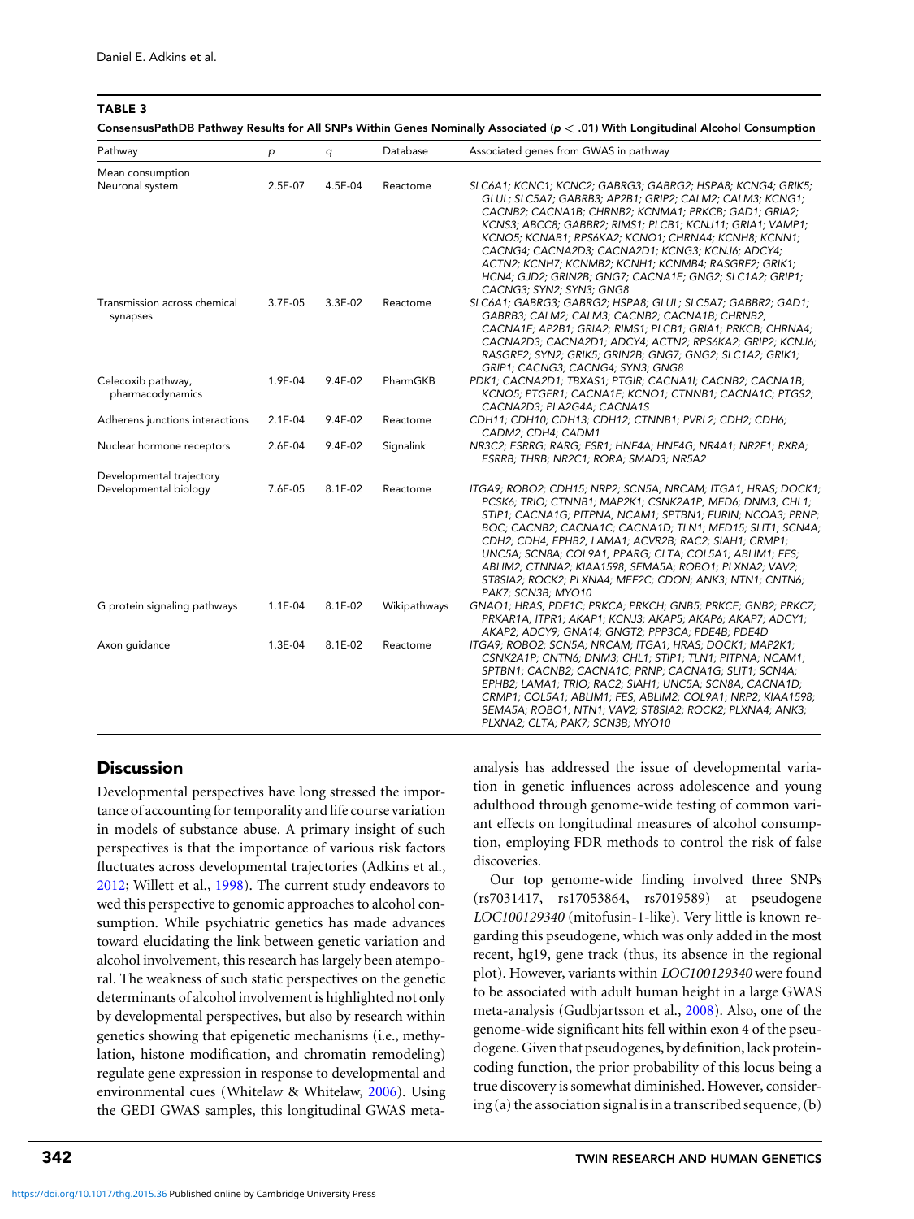**TABLE 3**

**ConsensusPathDB Pathway Results for All SNPs Within Genes Nominally Associated ($p < .01$) With Longitudinal Alcohol Consumption**

| Pathway | *p* | *q* | Database | Associated genes from GWAS in pathway |
|---|---|---|---|---|
| Mean consumption | | | | |
| Neuronal system | 2.5E-07 | 4.5E-04 | Reactome | *SLC6A1; KCNC1; KCNC2; GABRG3; GABRG2; HSPA8; KCNG4; GRIK5; GLUL; SLC5A7; GABRB3; AP2B1; GRIP2; CALM2; CALM3; KCNG1; CACNB2; CACNA1B; CHRNB2; KCNMA1; PRKCB; GAD1; GRIA2; KCNS3; ABCC8; GABBR2; RIMS1; PLCB1; KCNJ11; GRIA1; VAMP1; KCNQ5; KCNAB1; RPS6KA2; KCNQ1; CHRNA4; KCNH8; KCNN1; CACNG4; CACNA2D3; CACNA2D1; KCNG3; KCNJ6; ADCY4; ACTN2; KCNH7; KCNMB2; KCNH1; KCNMB4; RASGRF2; GRIK1; HCN4; GJD2; GRIN2B; GNG7; CACNA1E; GNG2; SLC1A2; GRIP1; CACNG3; SYN2; SYN3; GNG8* |
| Transmission across chemical synapses | 3.7E-05 | 3.3E-02 | Reactome | *SLC6A1; GABRG3; GABRG2; HSPA8; GLUL; SLC5A7; GABBR2; GAD1; GABRB3; CALM2; CALM3; CACNB2; CACNA1B; CHRNB2; CACNA1E; AP2B1; GRIA2; RIMS1; PLCB1; GRIA1; PRKCB; CHRNA4; CACNA2D3; CACNA2D1; ADCY4; ACTN2; RPS6KA2; GRIP2; KCNJ6; RASGRF2; SYN2; GRIK5; GRIN2B; GNG7; GNG2; SLC1A2; GRIK1; GRIP1; CACNG3; CACNG4; SYN3; GNG8* |
| Celecoxib pathway, pharmacodynamics | 1.9E-04 | 9.4E-02 | PharmGKB | *PDK1; CACNA2D1; TBXAS1; PTGIR; CACNA1I; CACNB2; CACNA1B; KCNQ5; PTGER1; CACNA1E; KCNQ1; CTNNB1; CACNA1C; PTGS2; CACNA2D3; PLA2G4A; CACNA1S* |
| Adherens junctions interactions | 2.1E-04 | 9.4E-02 | Reactome | *CDH11; CDH10; CDH13; CDH12; CTNNB1; PVRL2; CDH2; CDH6; CADM2; CDH4; CADM1* |
| Nuclear hormone receptors | 2.6E-04 | 9.4E-02 | Signalink | *NR3C2; ESRRG; RARG; ESR1; HNF4A; HNF4G; NR4A1; NR2F1; RXRA; ESRRB; THRB; NR2C1; RORA; SMAD3; NR5A2* |
| Developmental trajectory | | | | |
| Developmental biology | 7.6E-05 | 8.1E-02 | Reactome | *ITGA9; ROBO2; CDH15; NRP2; SCN5A; NRCAM; ITGA1; HRAS; DOCK1; PCSK6; TRIO; CTNNB1; MAP2K1; CSNK2A1P; MED6; DNM3; CHL1; STIP1; CACNA1G; PITPNA; NCAM1; SPTBN1; FURIN; NCOA3; PRNP; BOC; CACNB2; CACNA1C; CACNA1D; TLN1; MED15; SLIT1; SCN4A; CDH2; CDH4; EPHB2; LAMA1; ACVR2B; RAC2; SIAH1; CRMP1; UNC5A; SCN8A; COL9A1; PPARG; CLTA; COL5A1; ABLIM1; FES; ABLIM2; CTNNA2; KIAA1598; SEMA5A; ROBO1; PLXNA2; VAV2; ST8SIA2; ROCK2; PLXNA4; MEF2C; CDON; ANK3; NTN1; CNTN6; PAK7; SCN3B; MYO10* |
| G protein signaling pathways | 1.1E-04 | 8.1E-02 | Wikipathways | *GNAO1; HRAS; PDE1C; PRKCA; PRKCH; GNB5; PRKCE; GNB2; PRKCZ; PRKAR1A; ITPR1; AKAP1; KCNJ3; AKAP5; AKAP6; AKAP7; ADCY1; AKAP2; ADCY9; GNA14; GNGT2; PPP3CA; PDE4B; PDE4D* |
| Axon guidance | 1.3E-04 | 8.1E-02 | Reactome | *ITGA9; ROBO2; SCN5A; NRCAM; ITGA1; HRAS; DOCK1; MAP2K1; CSNK2A1P; CNTN6; DNM3; CHL1; STIP1; TLN1; PITPNA; NCAM1; SPTBN1; CACNB2; CACNA1C; PRNP; CACNA1G; SLIT1; SCN4A; EPHB2; LAMA1; TRIO; RAC2; SIAH1; UNC5A; SCN8A; CACNA1D; CRMP1; COL5A1; ABLIM1; FES; ABLIM2; COL9A1; NRP2; KIAA1598; SEMA5A; ROBO1; NTN1; VAV2; ST8SIA2; ROCK2; PLXNA4; ANK3; PLXNA2; CLTA; PAK7; SCN3B; MYO10* |

## Discussion

Developmental perspectives have long stressed the importance of accounting for temporality and life course variation in models of substance abuse. A primary insight of such perspectives is that the importance of various risk factors fluctuates across developmental trajectories (Adkins et al., 2012; Willett et al., 1998). The current study endeavors to wed this perspective to genomic approaches to alcohol consumption. While psychiatric genetics has made advances toward elucidating the link between genetic variation and alcohol involvement, this research has largely been atemporal. The weakness of such static perspectives on the genetic determinants of alcohol involvement is highlighted not only by developmental perspectives, but also by research within genetics showing that epigenetic mechanisms (i.e., methylation, histone modification, and chromatin remodeling) regulate gene expression in response to developmental and environmental cues (Whitelaw & Whitelaw, 2006). Using the GEDI GWAS samples, this longitudinal GWAS meta-analysis has addressed the issue of developmental variation in genetic influences across adolescence and young adulthood through genome-wide testing of common variant effects on longitudinal measures of alcohol consumption, employing FDR methods to control the risk of false discoveries.

Our top genome-wide finding involved three SNPs (rs7031417, rs17053864, rs7019589) at pseudogene *LOC100129340* (mitofusin-1-like). Very little is known regarding this pseudogene, which was only added in the most recent, hg19, gene track (thus, its absence in the regional plot). However, variants within *LOC100129340* were found to be associated with adult human height in a large GWAS meta-analysis (Gudbjartsson et al., 2008). Also, one of the genome-wide significant hits fell within exon 4 of the pseudogene. Given that pseudogenes, by definition, lack protein-coding function, the prior probability of this locus being a true discovery is somewhat diminished. However, considering (a) the association signal is in a transcribed sequence, (b)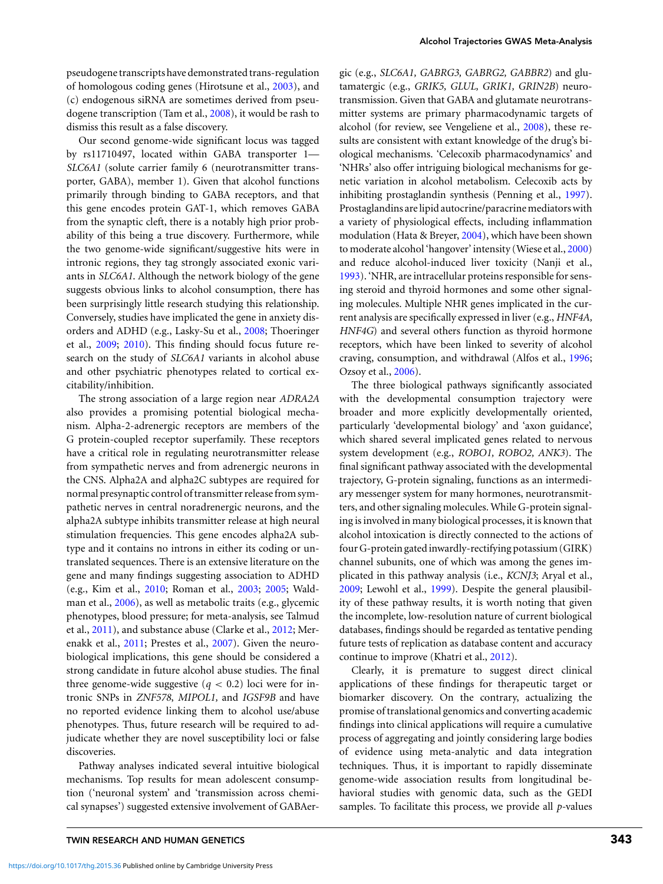pseudogene transcripts have demonstrated trans-regulation of homologous coding genes (Hirotsune et al., 2003), and (c) endogenous siRNA are sometimes derived from pseudogene transcription (Tam et al., 2008), it would be rash to dismiss this result as a false discovery.

Our second genome-wide significant locus was tagged by rs11710497, located within GABA transporter 1—*SLC6A1* (solute carrier family 6 (neurotransmitter transporter, GABA), member 1). Given that alcohol functions primarily through binding to GABA receptors, and that this gene encodes protein GAT-1, which removes GABA from the synaptic cleft, there is a notably high prior probability of this being a true discovery. Furthermore, while the two genome-wide significant/suggestive hits were in intronic regions, they tag strongly associated exonic variants in *SLC6A1*. Although the network biology of the gene suggests obvious links to alcohol consumption, there has been surprisingly little research studying this relationship. Conversely, studies have implicated the gene in anxiety disorders and ADHD (e.g., Lasky-Su et al., 2008; Thoeringer et al., 2009; 2010). This finding should focus future research on the study of *SLC6A1* variants in alcohol abuse and other psychiatric phenotypes related to cortical excitability/inhibition.

The strong association of a large region near *ADRA2A* also provides a promising potential biological mechanism. Alpha-2-adrenergic receptors are members of the G protein-coupled receptor superfamily. These receptors have a critical role in regulating neurotransmitter release from sympathetic nerves and from adrenergic neurons in the CNS. Alpha2A and alpha2C subtypes are required for normal presynaptic control of transmitter release from sympathetic nerves in central noradrenergic neurons, and the alpha2A subtype inhibits transmitter release at high neural stimulation frequencies. This gene encodes alpha2A subtype and it contains no introns in either its coding or untranslated sequences. There is an extensive literature on the gene and many findings suggesting association to ADHD (e.g., Kim et al., 2010; Roman et al., 2003; 2005; Waldman et al., 2006), as well as metabolic traits (e.g., glycemic phenotypes, blood pressure; for meta-analysis, see Talmud et al., 2011), and substance abuse (Clarke et al., 2012; Merenakk et al., 2011; Prestes et al., 2007). Given the neurobiological implications, this gene should be considered a strong candidate in future alcohol abuse studies. The final three genome-wide suggestive ($q < 0.2$) loci were for intronic SNPs in *ZNF578*, *MIPOL1,* and *IGSF9B* and have no reported evidence linking them to alcohol use/abuse phenotypes. Thus, future research will be required to adjudicate whether they are novel susceptibility loci or false discoveries.

Pathway analyses indicated several intuitive biological mechanisms. Top results for mean adolescent consumption ('neuronal system' and 'transmission across chemical synapses') suggested extensive involvement of GABAergic (e.g., *SLC6A1, GABRG3, GABRG2, GABBR2*) and glutamatergic (e.g., *GRIK5, GLUL, GRIK1, GRIN2B*) neurotransmission. Given that GABA and glutamate neurotransmitter systems are primary pharmacodynamic targets of alcohol (for review, see Vengeliene et al., 2008), these results are consistent with extant knowledge of the drug's biological mechanisms. 'Celecoxib pharmacodynamics' and 'NHRs' also offer intriguing biological mechanisms for genetic variation in alcohol metabolism. Celecoxib acts by inhibiting prostaglandin synthesis (Penning et al., 1997). Prostaglandins are lipid autocrine/paracrine mediators with a variety of physiological effects, including inflammation modulation (Hata & Breyer, 2004), which have been shown to moderate alcohol 'hangover' intensity (Wiese et al., 2000) and reduce alcohol-induced liver toxicity (Nanji et al., 1993). 'NHR, are intracellular proteins responsible for sensing steroid and thyroid hormones and some other signaling molecules. Multiple NHR genes implicated in the current analysis are specifically expressed in liver (e.g., *HNF4A, HNF4G*) and several others function as thyroid hormone receptors, which have been linked to severity of alcohol craving, consumption, and withdrawal (Alfos et al., 1996; Ozsoy et al., 2006).

The three biological pathways significantly associated with the developmental consumption trajectory were broader and more explicitly developmentally oriented, particularly 'developmental biology' and 'axon guidance', which shared several implicated genes related to nervous system development (e.g., *ROBO1, ROBO2, ANK3*). The final significant pathway associated with the developmental trajectory, G-protein signaling, functions as an intermediary messenger system for many hormones, neurotransmitters, and other signaling molecules. While G-protein signaling is involved in many biological processes, it is known that alcohol intoxication is directly connected to the actions of four G-protein gated inwardly-rectifying potassium (GIRK) channel subunits, one of which was among the genes implicated in this pathway analysis (i.e., *KCNJ3*; Aryal et al., 2009; Lewohl et al., 1999). Despite the general plausibility of these pathway results, it is worth noting that given the incomplete, low-resolution nature of current biological databases, findings should be regarded as tentative pending future tests of replication as database content and accuracy continue to improve (Khatri et al., 2012).

Clearly, it is premature to suggest direct clinical applications of these findings for therapeutic target or biomarker discovery. On the contrary, actualizing the promise of translational genomics and converting academic findings into clinical applications will require a cumulative process of aggregating and jointly considering large bodies of evidence using meta-analytic and data integration techniques. Thus, it is important to rapidly disseminate genome-wide association results from longitudinal behavioral studies with genomic data, such as the GEDI samples. To facilitate this process, we provide all *p*-values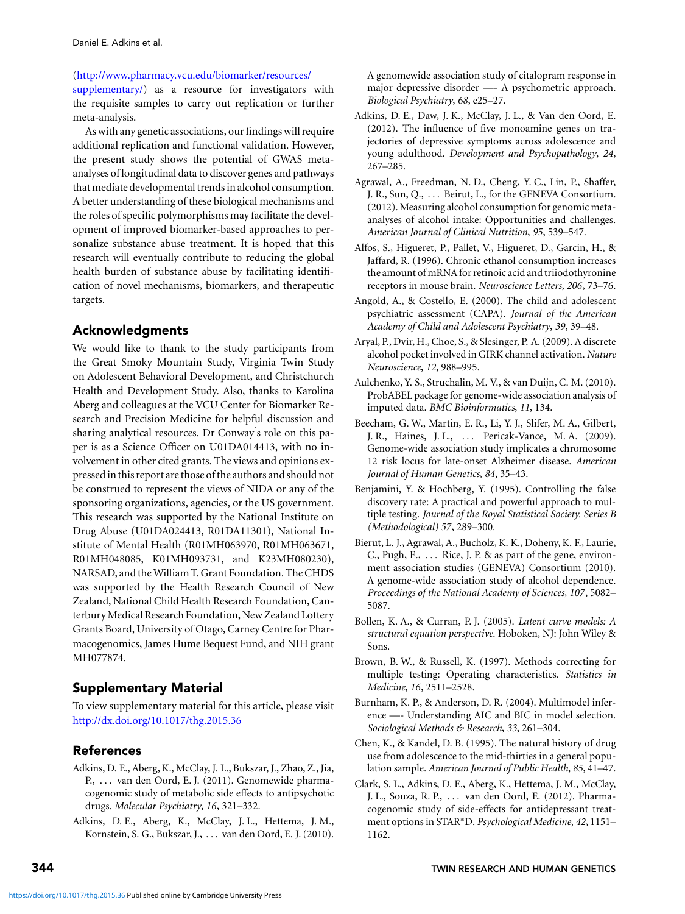(http://www.pharmacy.vcu.edu/biomarker/resources/supplementary/) as a resource for investigators with the requisite samples to carry out replication or further meta-analysis.

As with any genetic associations, our findings will require additional replication and functional validation. However, the present study shows the potential of GWAS meta-analyses of longitudinal data to discover genes and pathways that mediate developmental trends in alcohol consumption. A better understanding of these biological mechanisms and the roles of specific polymorphisms may facilitate the development of improved biomarker-based approaches to personalize substance abuse treatment. It is hoped that this research will eventually contribute to reducing the global health burden of substance abuse by facilitating identification of novel mechanisms, biomarkers, and therapeutic targets.

## Acknowledgments

We would like to thank to the study participants from the Great Smoky Mountain Study, Virginia Twin Study on Adolescent Behavioral Development, and Christchurch Health and Development Study. Also, thanks to Karolina Aberg and colleagues at the VCU Center for Biomarker Research and Precision Medicine for helpful discussion and sharing analytical resources. Dr Conway's role on this paper is as a Science Officer on U01DA014413, with no involvement in other cited grants. The views and opinions expressed in this report are those of the authors and should not be construed to represent the views of NIDA or any of the sponsoring organizations, agencies, or the US government. This research was supported by the National Institute on Drug Abuse (U01DA024413, R01DA11301), National Institute of Mental Health (R01MH063970, R01MH063671, R01MH048085, K01MH093731, and K23MH080230), NARSAD, and the William T. Grant Foundation. The CHDS was supported by the Health Research Council of New Zealand, National Child Health Research Foundation, Canterbury Medical Research Foundation, New Zealand Lottery Grants Board, University of Otago, Carney Centre for Pharmacogenomics, James Hume Bequest Fund, and NIH grant MH077874.

## Supplementary Material

To view supplementary material for this article, please visit http://dx.doi.org/10.1017/thg.2015.36

## References

Adkins, D. E., Aberg, K., McClay, J. L., Bukszar, J., Zhao, Z., Jia, P., ... van den Oord, E. J. (2011). Genomewide pharmacogenomic study of metabolic side effects to antipsychotic drugs. *Molecular Psychiatry*, *16*, 321–332.

Adkins, D. E., Aberg, K., McClay, J. L., Hettema, J. M., Kornstein, S. G., Bukszar, J., ... van den Oord, E. J. (2010). A genomewide association study of citalopram response in major depressive disorder —- A psychometric approach. *Biological Psychiatry*, *68*, e25–27.

Adkins, D. E., Daw, J. K., McClay, J. L., & Van den Oord, E. (2012). The influence of five monoamine genes on trajectories of depressive symptoms across adolescence and young adulthood. *Development and Psychopathology*, *24*, 267–285.

Agrawal, A., Freedman, N. D., Cheng, Y. C., Lin, P., Shaffer, J. R., Sun, Q., ... Beirut, L., for the GENEVA Consortium. (2012). Measuring alcohol consumption for genomic meta-analyses of alcohol intake: Opportunities and challenges. *American Journal of Clinical Nutrition*, *95*, 539–547.

Alfos, S., Higueret, P., Pallet, V., Higueret, D., Garcin, H., & Jaffard, R. (1996). Chronic ethanol consumption increases the amount of mRNA for retinoic acid and triiodothyronine receptors in mouse brain. *Neuroscience Letters*, *206*, 73–76.

Angold, A., & Costello, E. (2000). The child and adolescent psychiatric assessment (CAPA). *Journal of the American Academy of Child and Adolescent Psychiatry*, *39*, 39–48.

Aryal, P., Dvir, H., Choe, S., & Slesinger, P. A. (2009). A discrete alcohol pocket involved in GIRK channel activation. *Nature Neuroscience*, *12*, 988–995.

Aulchenko, Y. S., Struchalin, M. V., & van Duijn, C. M. (2010). ProbABEL package for genome-wide association analysis of imputed data. *BMC Bioinformatics*, *11*, 134.

Beecham, G. W., Martin, E. R., Li, Y. J., Slifer, M. A., Gilbert, J. R., Haines, J. L., ... Pericak-Vance, M. A. (2009). Genome-wide association study implicates a chromosome 12 risk locus for late-onset Alzheimer disease. *American Journal of Human Genetics*, *84*, 35–43.

Benjamini, Y. & Hochberg, Y. (1995). Controlling the false discovery rate: A practical and powerful approach to multiple testing. *Journal of the Royal Statistical Society. Series B (Methodological) 57*, 289–300.

Bierut, L. J., Agrawal, A., Bucholz, K. K., Doheny, K. F., Laurie, C., Pugh, E., ... Rice, J. P. & as part of the gene, environment association studies (GENEVA) Consortium (2010). A genome-wide association study of alcohol dependence. *Proceedings of the National Academy of Sciences*, *107*, 5082–5087.

Bollen, K. A., & Curran, P. J. (2005). *Latent curve models: A structural equation perspective*. Hoboken, NJ: John Wiley & Sons.

Brown, B. W., & Russell, K. (1997). Methods correcting for multiple testing: Operating characteristics. *Statistics in Medicine*, *16*, 2511–2528.

Burnham, K. P., & Anderson, D. R. (2004). Multimodel inference —- Understanding AIC and BIC in model selection. *Sociological Methods & Research*, *33*, 261–304.

Chen, K., & Kandel, D. B. (1995). The natural history of drug use from adolescence to the mid-thirties in a general population sample. *American Journal of Public Health*, *85*, 41–47.

Clark, S. L., Adkins, D. E., Aberg, K., Hettema, J. M., McClay, J. L., Souza, R. P., ... van den Oord, E. (2012). Pharmacogenomic study of side-effects for antidepressant treatment options in STAR*D. *Psychological Medicine*, *42*, 1151–1162.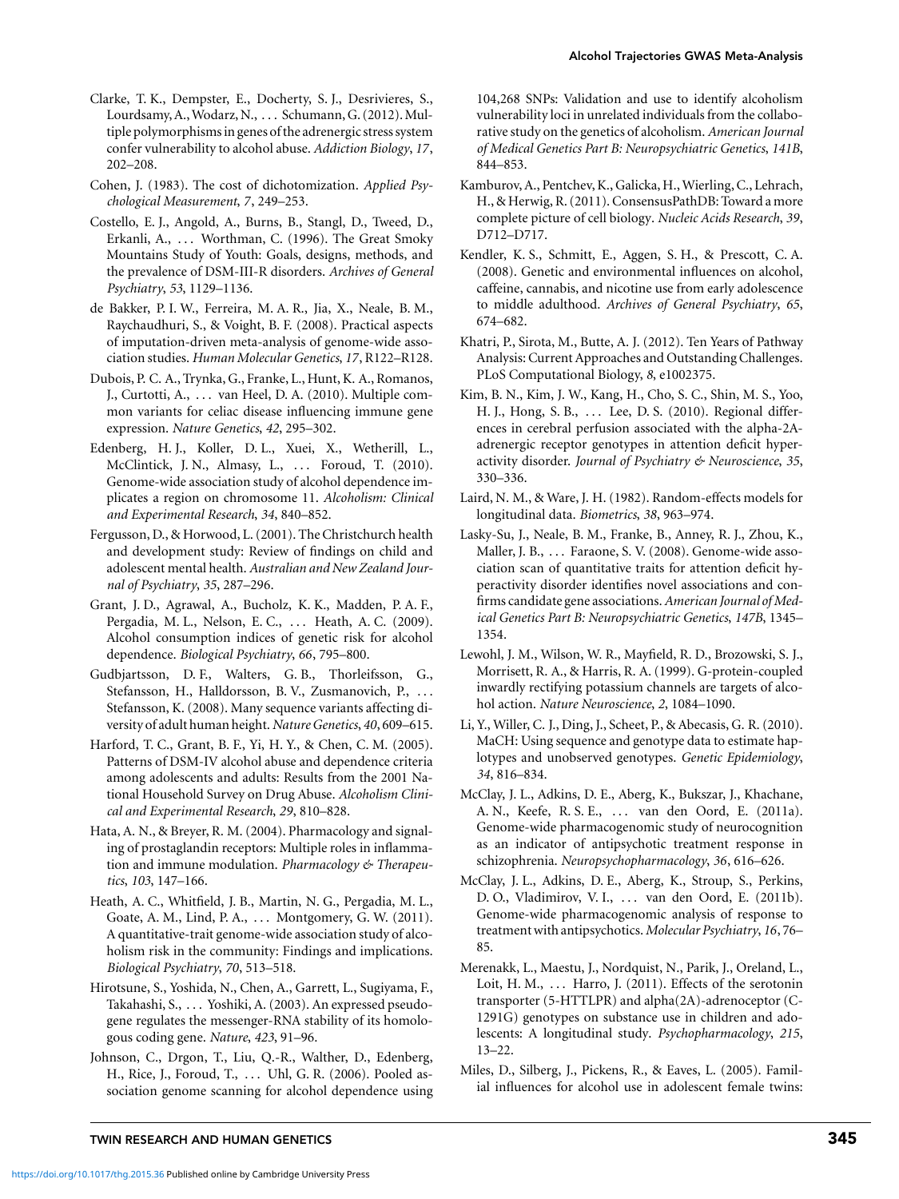Clarke, T. K., Dempster, E., Docherty, S. J., Desrivieres, S., Lourdsamy, A., Wodarz, N., . . . Schumann, G. (2012). Multiple polymorphisms in genes of the adrenergic stress system confer vulnerability to alcohol abuse. *Addiction Biology*, *17*, 202–208.

Cohen, J. (1983). The cost of dichotomization. *Applied Psychological Measurement*, *7*, 249–253.

Costello, E. J., Angold, A., Burns, B., Stangl, D., Tweed, D., Erkanli, A., . . . Worthman, C. (1996). The Great Smoky Mountains Study of Youth: Goals, designs, methods, and the prevalence of DSM-III-R disorders. *Archives of General Psychiatry*, *53*, 1129–1136.

de Bakker, P. I. W., Ferreira, M. A. R., Jia, X., Neale, B. M., Raychaudhuri, S., & Voight, B. F. (2008). Practical aspects of imputation-driven meta-analysis of genome-wide association studies. *Human Molecular Genetics*, *17*, R122–R128.

Dubois, P. C. A., Trynka, G., Franke, L., Hunt, K. A., Romanos, J., Curtotti, A., . . . van Heel, D. A. (2010). Multiple common variants for celiac disease influencing immune gene expression. *Nature Genetics*, *42*, 295–302.

Edenberg, H. J., Koller, D. L., Xuei, X., Wetherill, L., McClintick, J. N., Almasy, L., . . . Foroud, T. (2010). Genome-wide association study of alcohol dependence implicates a region on chromosome 11. *Alcoholism: Clinical and Experimental Research*, *34*, 840–852.

Fergusson, D., & Horwood, L. (2001). The Christchurch health and development study: Review of findings on child and adolescent mental health. *Australian and New Zealand Journal of Psychiatry*, *35*, 287–296.

Grant, J. D., Agrawal, A., Bucholz, K. K., Madden, P. A. F., Pergadia, M. L., Nelson, E. C., . . . Heath, A. C. (2009). Alcohol consumption indices of genetic risk for alcohol dependence. *Biological Psychiatry*, *66*, 795–800.

Gudbjartsson, D. F., Walters, G. B., Thorleifsson, G., Stefansson, H., Halldorsson, B. V., Zusmanovich, P., . . . Stefansson, K. (2008). Many sequence variants affecting diversity of adult human height. *Nature Genetics*, *40*, 609–615.

Harford, T. C., Grant, B. F., Yi, H. Y., & Chen, C. M. (2005). Patterns of DSM-IV alcohol abuse and dependence criteria among adolescents and adults: Results from the 2001 National Household Survey on Drug Abuse. *Alcoholism Clinical and Experimental Research*, *29*, 810–828.

Hata, A. N., & Breyer, R. M. (2004). Pharmacology and signaling of prostaglandin receptors: Multiple roles in inflammation and immune modulation. *Pharmacology & Therapeutics*, *103*, 147–166.

Heath, A. C., Whitfield, J. B., Martin, N. G., Pergadia, M. L., Goate, A. M., Lind, P. A., . . . Montgomery, G. W. (2011). A quantitative-trait genome-wide association study of alcoholism risk in the community: Findings and implications. *Biological Psychiatry*, *70*, 513–518.

Hirotsune, S., Yoshida, N., Chen, A., Garrett, L., Sugiyama, F., Takahashi, S., . . . Yoshiki, A. (2003). An expressed pseudogene regulates the messenger-RNA stability of its homologous coding gene. *Nature*, *423*, 91–96.

Johnson, C., Drgon, T., Liu, Q.-R., Walther, D., Edenberg, H., Rice, J., Foroud, T., . . . Uhl, G. R. (2006). Pooled association genome scanning for alcohol dependence using 104,268 SNPs: Validation and use to identify alcoholism vulnerability loci in unrelated individuals from the collaborative study on the genetics of alcoholism. *American Journal of Medical Genetics Part B: Neuropsychiatric Genetics*, *141B*, 844–853.

Kamburov, A., Pentchev, K., Galicka, H., Wierling, C., Lehrach, H., & Herwig, R. (2011). ConsensusPathDB: Toward a more complete picture of cell biology. *Nucleic Acids Research*, *39*, D712–D717.

Kendler, K. S., Schmitt, E., Aggen, S. H., & Prescott, C. A. (2008). Genetic and environmental influences on alcohol, caffeine, cannabis, and nicotine use from early adolescence to middle adulthood. *Archives of General Psychiatry*, *65*, 674–682.

Khatri, P., Sirota, M., Butte, A. J. (2012). Ten Years of Pathway Analysis: Current Approaches and Outstanding Challenges. PLoS Computational Biology, *8*, e1002375.

Kim, B. N., Kim, J. W., Kang, H., Cho, S. C., Shin, M. S., Yoo, H. J., Hong, S. B., . . . Lee, D. S. (2010). Regional differences in cerebral perfusion associated with the alpha-2A-adrenergic receptor genotypes in attention deficit hyperactivity disorder. *Journal of Psychiatry & Neuroscience*, *35*, 330–336.

Laird, N. M., & Ware, J. H. (1982). Random-effects models for longitudinal data. *Biometrics*, *38*, 963–974.

Lasky-Su, J., Neale, B. M., Franke, B., Anney, R. J., Zhou, K., Maller, J. B., . . . Faraone, S. V. (2008). Genome-wide association scan of quantitative traits for attention deficit hyperactivity disorder identifies novel associations and confirms candidate gene associations. *American Journal of Medical Genetics Part B: Neuropsychiatric Genetics*, *147B*, 1345–1354.

Lewohl, J. M., Wilson, W. R., Mayfield, R. D., Brozowski, S. J., Morrisett, R. A., & Harris, R. A. (1999). G-protein-coupled inwardly rectifying potassium channels are targets of alcohol action. *Nature Neuroscience*, *2*, 1084–1090.

Li, Y., Willer, C. J., Ding, J., Scheet, P., & Abecasis, G. R. (2010). MaCH: Using sequence and genotype data to estimate haplotypes and unobserved genotypes. *Genetic Epidemiology*, *34*, 816–834.

McClay, J. L., Adkins, D. E., Aberg, K., Bukszar, J., Khachane, A. N., Keefe, R. S. E., . . . van den Oord, E. (2011a). Genome-wide pharmacogenomic study of neurocognition as an indicator of antipsychotic treatment response in schizophrenia. *Neuropsychopharmacology*, *36*, 616–626.

McClay, J. L., Adkins, D. E., Aberg, K., Stroup, S., Perkins, D. O., Vladimirov, V. I., . . . van den Oord, E. (2011b). Genome-wide pharmacogenomic analysis of response to treatment with antipsychotics. *Molecular Psychiatry*, *16*, 76–85.

Merenakk, L., Maestu, J., Nordquist, N., Parik, J., Oreland, L., Loit, H. M., . . . Harro, J. (2011). Effects of the serotonin transporter (5-HTTLPR) and alpha(2A)-adrenoceptor (C-1291G) genotypes on substance use in children and adolescents: A longitudinal study. *Psychopharmacology*, *215*, 13–22.

Miles, D., Silberg, J., Pickens, R., & Eaves, L. (2005). Familial influences for alcohol use in adolescent female twins: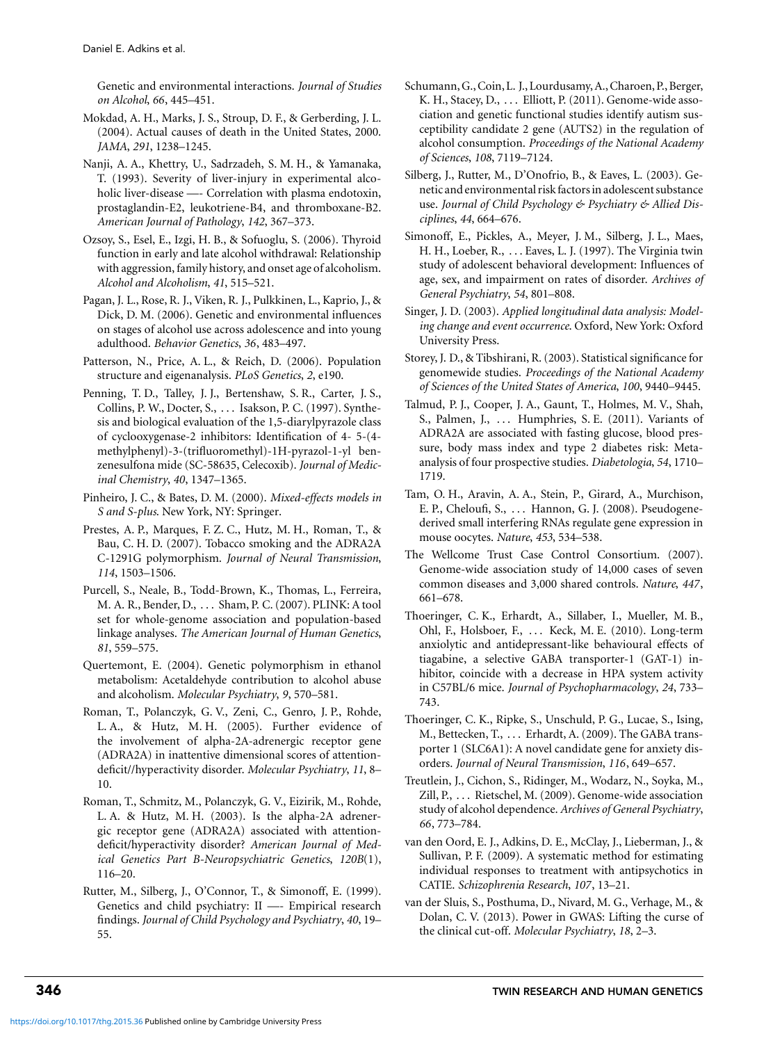Genetic and environmental interactions. *Journal of Studies on Alcohol*, *66*, 445–451.

Mokdad, A. H., Marks, J. S., Stroup, D. F., & Gerberding, J. L. (2004). Actual causes of death in the United States, 2000. *JAMA*, *291*, 1238–1245.

Nanji, A. A., Khettry, U., Sadrzadeh, S. M. H., & Yamanaka, T. (1993). Severity of liver-injury in experimental alcoholic liver-disease —- Correlation with plasma endotoxin, prostaglandin-E2, leukotriene-B4, and thromboxane-B2. *American Journal of Pathology*, *142*, 367–373.

Ozsoy, S., Esel, E., Izgi, H. B., & Sofuoglu, S. (2006). Thyroid function in early and late alcohol withdrawal: Relationship with aggression, family history, and onset age of alcoholism. *Alcohol and Alcoholism*, *41*, 515–521.

Pagan, J. L., Rose, R. J., Viken, R. J., Pulkkinen, L., Kaprio, J., & Dick, D. M. (2006). Genetic and environmental influences on stages of alcohol use across adolescence and into young adulthood. *Behavior Genetics*, *36*, 483–497.

Patterson, N., Price, A. L., & Reich, D. (2006). Population structure and eigenanalysis. *PLoS Genetics*, *2*, e190.

Penning, T. D., Talley, J. J., Bertenshaw, S. R., Carter, J. S., Collins, P. W., Docter, S., ... Isakson, P. C. (1997). Synthesis and biological evaluation of the 1,5-diarylpyrazole class of cyclooxygenase-2 inhibitors: Identification of 4- 5-(4-methylphenyl)-3-(trifluoromethyl)-1H-pyrazol-1-yl benzenesulfona mide (SC-58635, Celecoxib). *Journal of Medicinal Chemistry*, *40*, 1347–1365.

Pinheiro, J. C., & Bates, D. M. (2000). *Mixed-effects models in S and S-plus*. New York, NY: Springer.

Prestes, A. P., Marques, F. Z. C., Hutz, M. H., Roman, T., & Bau, C. H. D. (2007). Tobacco smoking and the ADRA2A C-1291G polymorphism. *Journal of Neural Transmission*, *114*, 1503–1506.

Purcell, S., Neale, B., Todd-Brown, K., Thomas, L., Ferreira, M. A. R., Bender, D., ... Sham, P. C. (2007). PLINK: A tool set for whole-genome association and population-based linkage analyses. *The American Journal of Human Genetics*, *81*, 559–575.

Quertemont, E. (2004). Genetic polymorphism in ethanol metabolism: Acetaldehyde contribution to alcohol abuse and alcoholism. *Molecular Psychiatry*, *9*, 570–581.

Roman, T., Polanczyk, G. V., Zeni, C., Genro, J. P., Rohde, L. A., & Hutz, M. H. (2005). Further evidence of the involvement of alpha-2A-adrenergic receptor gene (ADRA2A) in inattentive dimensional scores of attention-deficit//hyperactivity disorder. *Molecular Psychiatry*, *11*, 8–10.

Roman, T., Schmitz, M., Polanczyk, G. V., Eizirik, M., Rohde, L. A. & Hutz, M. H. (2003). Is the alpha-2A adrenergic receptor gene (ADRA2A) associated with attention-deficit/hyperactivity disorder? *American Journal of Medical Genetics Part B-Neuropsychiatric Genetics*, *120B*(1), 116–20.

Rutter, M., Silberg, J., O'Connor, T., & Simonoff, E. (1999). Genetics and child psychiatry: II —- Empirical research findings. *Journal of Child Psychology and Psychiatry*, *40*, 19–55.

Schumann, G., Coin, L. J., Lourdusamy, A., Charoen, P., Berger, K. H., Stacey, D., ... Elliott, P. (2011). Genome-wide association and genetic functional studies identify autism susceptibility candidate 2 gene (AUTS2) in the regulation of alcohol consumption. *Proceedings of the National Academy of Sciences*, *108*, 7119–7124.

Silberg, J., Rutter, M., D'Onofrio, B., & Eaves, L. (2003). Genetic and environmental risk factors in adolescent substance use. *Journal of Child Psychology & Psychiatry & Allied Disciplines*, *44*, 664–676.

Simonoff, E., Pickles, A., Meyer, J. M., Silberg, J. L., Maes, H. H., Loeber, R., ... Eaves, L. J. (1997). The Virginia twin study of adolescent behavioral development: Influences of age, sex, and impairment on rates of disorder. *Archives of General Psychiatry*, *54*, 801–808.

Singer, J. D. (2003). *Applied longitudinal data analysis: Modeling change and event occurrence*. Oxford, New York: Oxford University Press.

Storey, J. D., & Tibshirani, R. (2003). Statistical significance for genomewide studies. *Proceedings of the National Academy of Sciences of the United States of America*, *100*, 9440–9445.

Talmud, P. J., Cooper, J. A., Gaunt, T., Holmes, M. V., Shah, S., Palmen, J., ... Humphries, S. E. (2011). Variants of ADRA2A are associated with fasting glucose, blood pressure, body mass index and type 2 diabetes risk: Meta-analysis of four prospective studies. *Diabetologia*, *54*, 1710–1719.

Tam, O. H., Aravin, A. A., Stein, P., Girard, A., Murchison, E. P., Cheloufi, S., ... Hannon, G. J. (2008). Pseudogene-derived small interfering RNAs regulate gene expression in mouse oocytes. *Nature*, *453*, 534–538.

The Wellcome Trust Case Control Consortium. (2007). Genome-wide association study of 14,000 cases of seven common diseases and 3,000 shared controls. *Nature*, *447*, 661–678.

Thoeringer, C. K., Erhardt, A., Sillaber, I., Mueller, M. B., Ohl, F., Holsboer, F., ... Keck, M. E. (2010). Long-term anxiolytic and antidepressant-like behavioural effects of tiagabine, a selective GABA transporter-1 (GAT-1) inhibitor, coincide with a decrease in HPA system activity in C57BL/6 mice. *Journal of Psychopharmacology*, *24*, 733–743.

Thoeringer, C. K., Ripke, S., Unschuld, P. G., Lucae, S., Ising, M., Bettecken, T., ... Erhardt, A. (2009). The GABA transporter 1 (SLC6A1): A novel candidate gene for anxiety disorders. *Journal of Neural Transmission*, *116*, 649–657.

Treutlein, J., Cichon, S., Ridinger, M., Wodarz, N., Soyka, M., Zill, P., ... Rietschel, M. (2009). Genome-wide association study of alcohol dependence. *Archives of General Psychiatry*, *66*, 773–784.

van den Oord, E. J., Adkins, D. E., McClay, J., Lieberman, J., & Sullivan, P. F. (2009). A systematic method for estimating individual responses to treatment with antipsychotics in CATIE. *Schizophrenia Research*, *107*, 13–21.

van der Sluis, S., Posthuma, D., Nivard, M. G., Verhage, M., & Dolan, C. V. (2013). Power in GWAS: Lifting the curse of the clinical cut-off. *Molecular Psychiatry*, *18*, 2–3.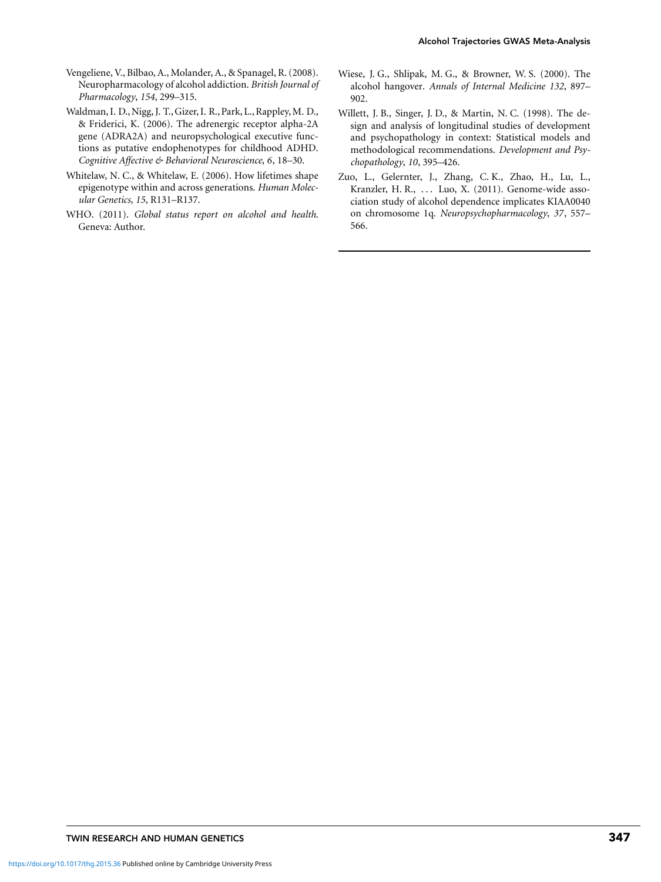Vengeliene, V., Bilbao, A., Molander, A., & Spanagel, R. (2008). Neuropharmacology of alcohol addiction. *British Journal of Pharmacology*, *154*, 299–315.

Waldman, I. D., Nigg, J. T., Gizer, I. R., Park, L., Rappley, M. D., & Friderici, K. (2006). The adrenergic receptor alpha-2A gene (ADRA2A) and neuropsychological executive functions as putative endophenotypes for childhood ADHD. *Cognitive Affective & Behavioral Neuroscience*, *6*, 18–30.

Whitelaw, N. C., & Whitelaw, E. (2006). How lifetimes shape epigenotype within and across generations. *Human Molecular Genetics*, *15*, R131–R137.

WHO. (2011). *Global status report on alcohol and health*. Geneva: Author.

Wiese, J. G., Shlipak, M. G., & Browner, W. S. (2000). The alcohol hangover. *Annals of Internal Medicine 132*, 897–902.

Willett, J. B., Singer, J. D., & Martin, N. C. (1998). The design and analysis of longitudinal studies of development and psychopathology in context: Statistical models and methodological recommendations. *Development and Psychopathology*, *10*, 395–426.

Zuo, L., Gelernter, J., Zhang, C. K., Zhao, H., Lu, L., Kranzler, H. R., ... Luo, X. (2011). Genome-wide association study of alcohol dependence implicates KIAA0040 on chromosome 1q. *Neuropsychopharmacology*, *37*, 557–566.